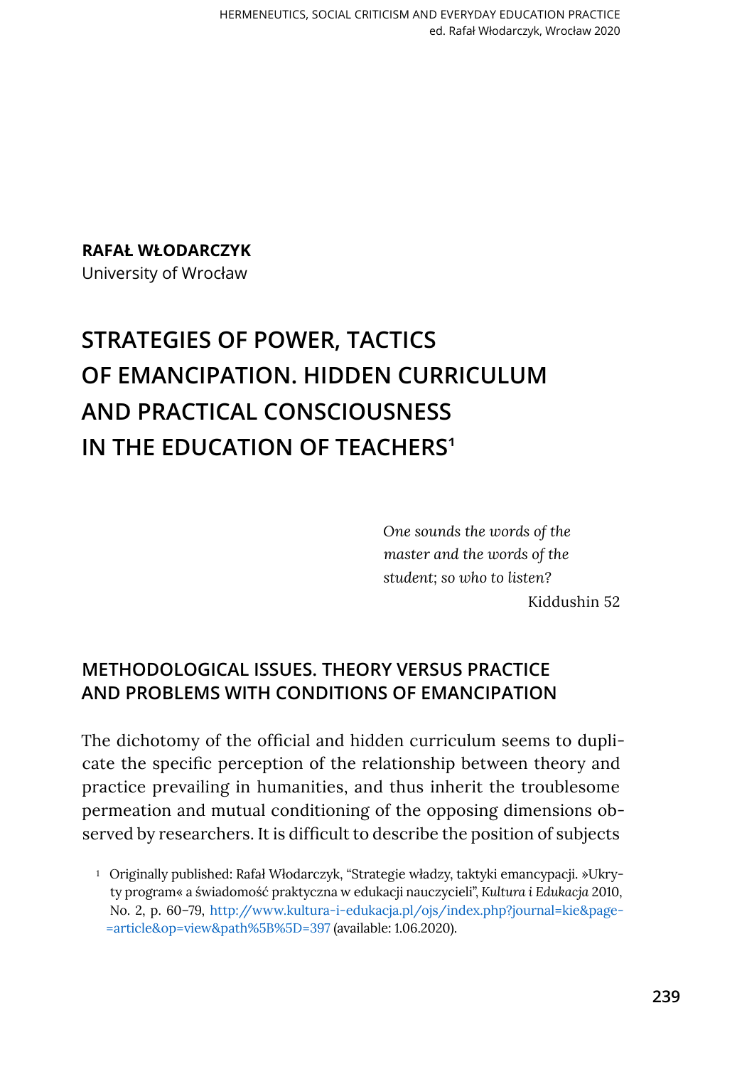**RAFAŁ WŁODARCZYK**
University of Wrocław

# STRATEGIES OF POWER, TACTICS OF EMANCIPATION. HIDDEN CURRICULUM AND PRACTICAL CONSCIOUSNESS IN THE EDUCATION OF TEACHERS[1]

> *One sounds the words of the master and the words of the student; so who to listen?*
>
> Kiddushin 52

## METHODOLOGICAL ISSUES. THEORY VERSUS PRACTICE AND PROBLEMS WITH CONDITIONS OF EMANCIPATION

The dichotomy of the official and hidden curriculum seems to duplicate the specific perception of the relationship between theory and practice prevailing in humanities, and thus inherit the troublesome permeation and mutual conditioning of the opposing dimensions observed by researchers. It is difficult to describe the position of subjects

[1] Originally published: Rafał Włodarczyk, "Strategie władzy, taktyki emancypacji. »Ukryty program« a świadomość praktyczna w edukacji nauczycieli", *Kultura i Edukacja* 2010, No. 2, p. 60–79, http://www.kultura-i-edukacja.pl/ojs/index.php?journal=kie&page=article&op=view&path%5B%5D=397 (available: 1.06.2020).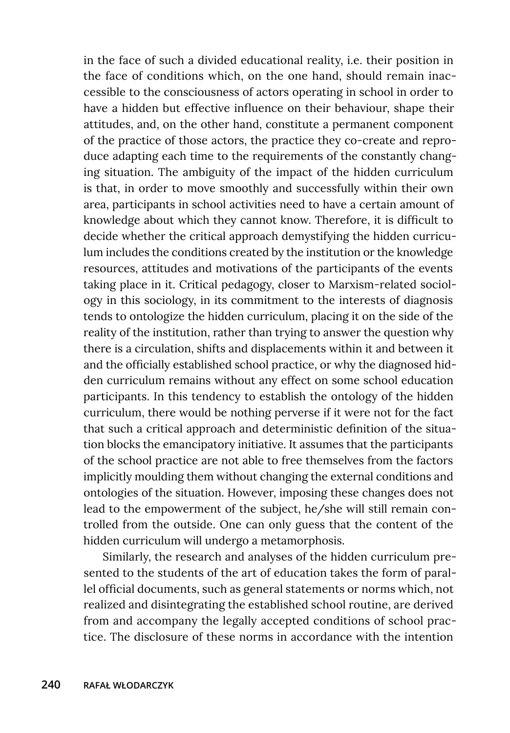in the face of such a divided educational reality, i.e. their position in the face of conditions which, on the one hand, should remain inaccessible to the consciousness of actors operating in school in order to have a hidden but effective influence on their behaviour, shape their attitudes, and, on the other hand, constitute a permanent component of the practice of those actors, the practice they co-create and reproduce adapting each time to the requirements of the constantly changing situation. The ambiguity of the impact of the hidden curriculum is that, in order to move smoothly and successfully within their own area, participants in school activities need to have a certain amount of knowledge about which they cannot know. Therefore, it is difficult to decide whether the critical approach demystifying the hidden curriculum includes the conditions created by the institution or the knowledge resources, attitudes and motivations of the participants of the events taking place in it. Critical pedagogy, closer to Marxism-related sociology in this sociology, in its commitment to the interests of diagnosis tends to ontologize the hidden curriculum, placing it on the side of the reality of the institution, rather than trying to answer the question why there is a circulation, shifts and displacements within it and between it and the officially established school practice, or why the diagnosed hidden curriculum remains without any effect on some school education participants. In this tendency to establish the ontology of the hidden curriculum, there would be nothing perverse if it were not for the fact that such a critical approach and deterministic definition of the situation blocks the emancipatory initiative. It assumes that the participants of the school practice are not able to free themselves from the factors implicitly moulding them without changing the external conditions and ontologies of the situation. However, imposing these changes does not lead to the empowerment of the subject, he/she will still remain controlled from the outside. One can only guess that the content of the hidden curriculum will undergo a metamorphosis.

Similarly, the research and analyses of the hidden curriculum presented to the students of the art of education takes the form of parallel official documents, such as general statements or norms which, not realized and disintegrating the established school routine, are derived from and accompany the legally accepted conditions of school practice. The disclosure of these norms in accordance with the intention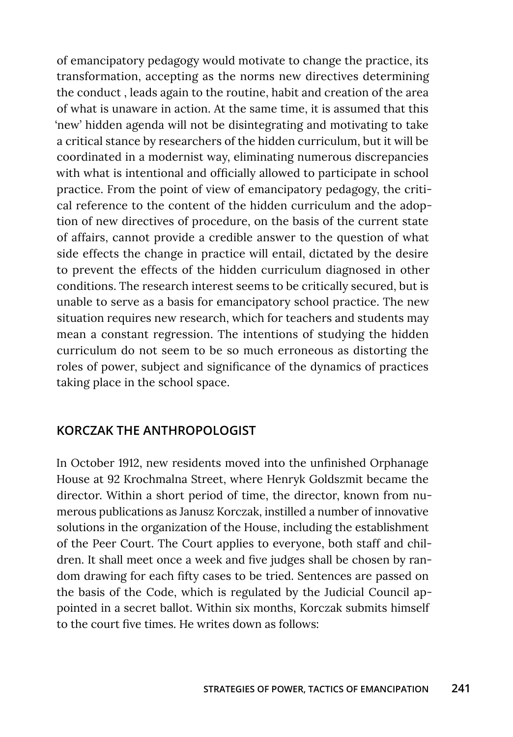of emancipatory pedagogy would motivate to change the practice, its transformation, accepting as the norms new directives determining the conduct , leads again to the routine, habit and creation of the area of what is unaware in action. At the same time, it is assumed that this 'new' hidden agenda will not be disintegrating and motivating to take a critical stance by researchers of the hidden curriculum, but it will be coordinated in a modernist way, eliminating numerous discrepancies with what is intentional and officially allowed to participate in school practice. From the point of view of emancipatory pedagogy, the critical reference to the content of the hidden curriculum and the adoption of new directives of procedure, on the basis of the current state of affairs, cannot provide a credible answer to the question of what side effects the change in practice will entail, dictated by the desire to prevent the effects of the hidden curriculum diagnosed in other conditions. The research interest seems to be critically secured, but is unable to serve as a basis for emancipatory school practice. The new situation requires new research, which for teachers and students may mean a constant regression. The intentions of studying the hidden curriculum do not seem to be so much erroneous as distorting the roles of power, subject and significance of the dynamics of practices taking place in the school space.

## KORCZAK THE ANTHROPOLOGIST

In October 1912, new residents moved into the unfinished Orphanage House at 92 Krochmalna Street, where Henryk Goldszmit became the director. Within a short period of time, the director, known from numerous publications as Janusz Korczak, instilled a number of innovative solutions in the organization of the House, including the establishment of the Peer Court. The Court applies to everyone, both staff and children. It shall meet once a week and five judges shall be chosen by random drawing for each fifty cases to be tried. Sentences are passed on the basis of the Code, which is regulated by the Judicial Council appointed in a secret ballot. Within six months, Korczak submits himself to the court five times. He writes down as follows: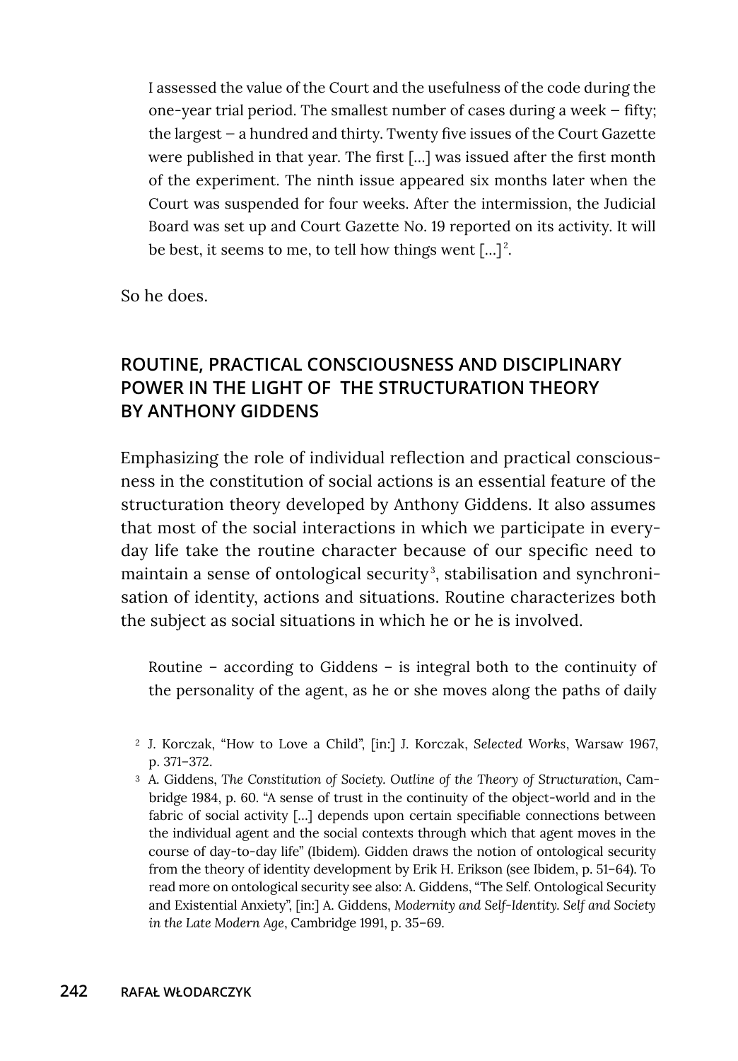> I assessed the value of the Court and the usefulness of the code during the one-year trial period. The smallest number of cases during a week – fifty; the largest – a hundred and thirty. Twenty five issues of the Court Gazette were published in that year. The first […] was issued after the first month of the experiment. The ninth issue appeared six months later when the Court was suspended for four weeks. After the intermission, the Judicial Board was set up and Court Gazette No. 19 reported on its activity. It will be best, it seems to me, to tell how things went […][2].

So he does.

## ROUTINE, PRACTICAL CONSCIOUSNESS AND DISCIPLINARY POWER IN THE LIGHT OF THE STRUCTURATION THEORY BY ANTHONY GIDDENS

Emphasizing the role of individual reflection and practical consciousness in the constitution of social actions is an essential feature of the structuration theory developed by Anthony Giddens. It also assumes that most of the social interactions in which we participate in everyday life take the routine character because of our specific need to maintain a sense of ontological security[3], stabilisation and synchronisation of identity, actions and situations. Routine characterizes both the subject as social situations in which he or he is involved.

> Routine – according to Giddens – is integral both to the continuity of the personality of the agent, as he or she moves along the paths of daily

---

[2] J. Korczak, "How to Love a Child", [in:] J. Korczak, *Selected Works*, Warsaw 1967, p. 371–372.

[3] A. Giddens, *The Constitution of Society. Outline of the Theory of Structuration*, Cambridge 1984, p. 60. "A sense of trust in the continuity of the object-world and in the fabric of social activity […] depends upon certain specifiable connections between the individual agent and the social contexts through which that agent moves in the course of day-to-day life" (Ibidem). Gidden draws the notion of ontological security from the theory of identity development by Erik H. Erikson (see Ibidem, p. 51–64). To read more on ontological security see also: A. Giddens, "The Self. Ontological Security and Existential Anxiety", [in:] A. Giddens, *Modernity and Self-Identity. Self and Society in the Late Modern Age*, Cambridge 1991, p. 35–69.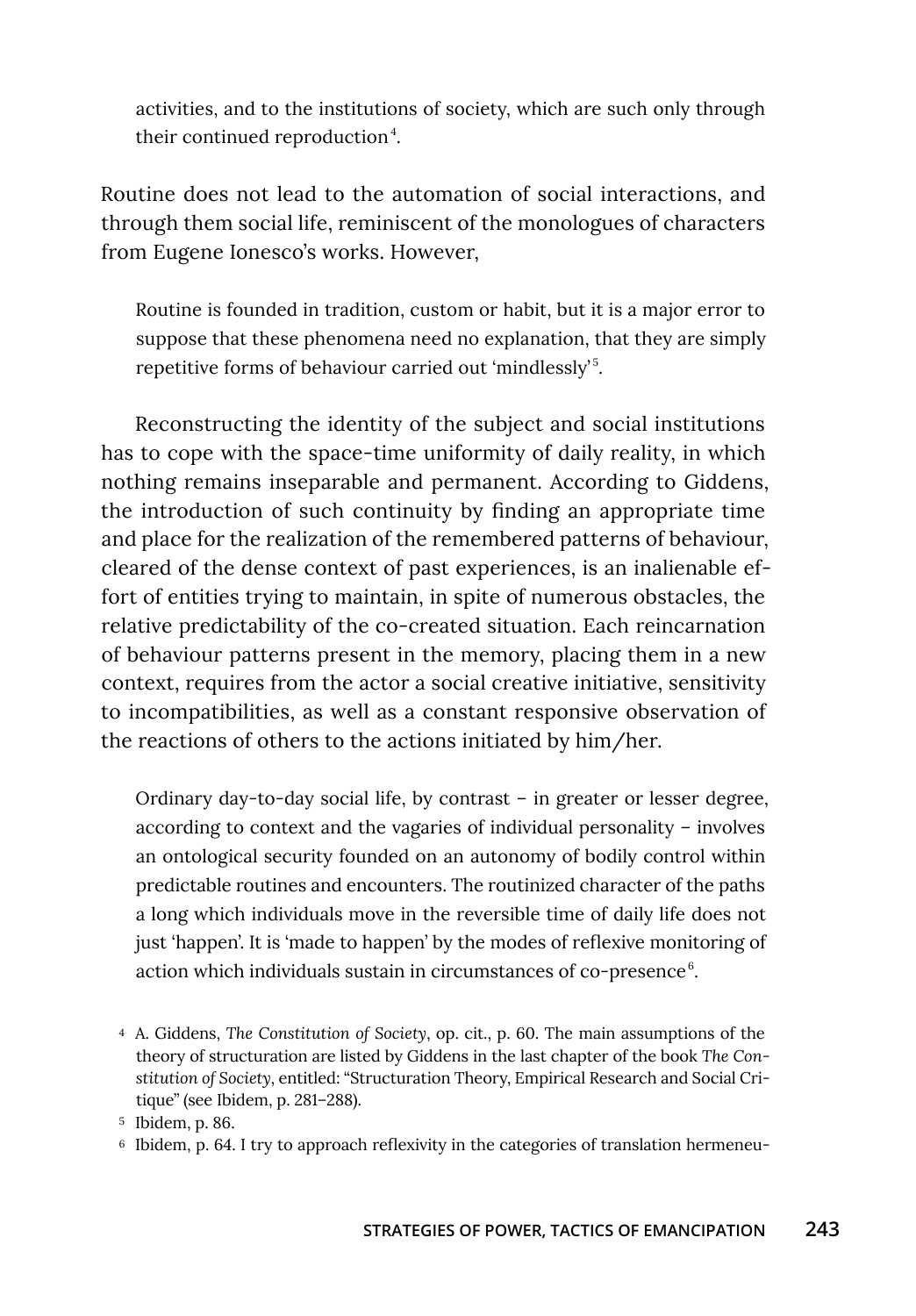activities, and to the institutions of society, which are such only through their continued reproduction[4].

Routine does not lead to the automation of social interactions, and through them social life, reminiscent of the monologues of characters from Eugene Ionesco's works. However,

> Routine is founded in tradition, custom or habit, but it is a major error to suppose that these phenomena need no explanation, that they are simply repetitive forms of behaviour carried out 'mindlessly'[5].

Reconstructing the identity of the subject and social institutions has to cope with the space-time uniformity of daily reality, in which nothing remains inseparable and permanent. According to Giddens, the introduction of such continuity by finding an appropriate time and place for the realization of the remembered patterns of behaviour, cleared of the dense context of past experiences, is an inalienable effort of entities trying to maintain, in spite of numerous obstacles, the relative predictability of the co-created situation. Each reincarnation of behaviour patterns present in the memory, placing them in a new context, requires from the actor a social creative initiative, sensitivity to incompatibilities, as well as a constant responsive observation of the reactions of others to the actions initiated by him/her.

> Ordinary day-to-day social life, by contrast – in greater or lesser degree, according to context and the vagaries of individual personality – involves an ontological security founded on an autonomy of bodily control within predictable routines and encounters. The routinized character of the paths a long which individuals move in the reversible time of daily life does not just 'happen'. It is 'made to happen' by the modes of reflexive monitoring of action which individuals sustain in circumstances of co-presence[6].

[4] A. Giddens, *The Constitution of Society*, op. cit., p. 60. The main assumptions of the theory of structuration are listed by Giddens in the last chapter of the book *The Constitution of Society*, entitled: "Structuration Theory, Empirical Research and Social Critique" (see Ibidem, p. 281–288).

[5] Ibidem, p. 86.

[6] Ibidem, p. 64. I try to approach reflexivity in the categories of translation hermeneu-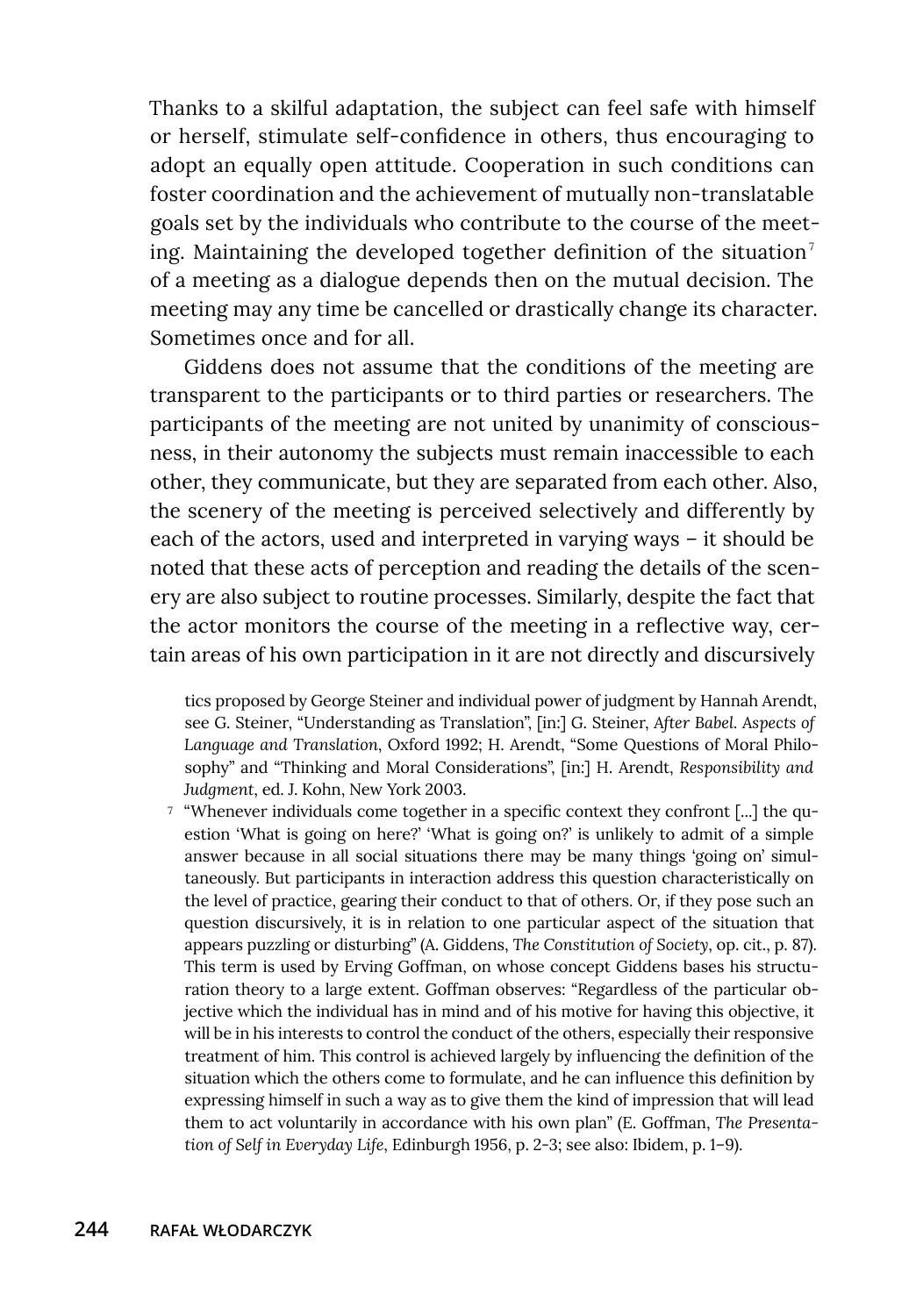Thanks to a skilful adaptation, the subject can feel safe with himself or herself, stimulate self-confidence in others, thus encouraging to adopt an equally open attitude. Cooperation in such conditions can foster coordination and the achievement of mutually non-translatable goals set by the individuals who contribute to the course of the meeting. Maintaining the developed together definition of the situation[7] of a meeting as a dialogue depends then on the mutual decision. The meeting may any time be cancelled or drastically change its character. Sometimes once and for all.

Giddens does not assume that the conditions of the meeting are transparent to the participants or to third parties or researchers. The participants of the meeting are not united by unanimity of consciousness, in their autonomy the subjects must remain inaccessible to each other, they communicate, but they are separated from each other. Also, the scenery of the meeting is perceived selectively and differently by each of the actors, used and interpreted in varying ways – it should be noted that these acts of perception and reading the details of the scenery are also subject to routine processes. Similarly, despite the fact that the actor monitors the course of the meeting in a reflective way, certain areas of his own participation in it are not directly and discursively

tics proposed by George Steiner and individual power of judgment by Hannah Arendt, see G. Steiner, "Understanding as Translation", [in:] G. Steiner, *After Babel. Aspects of Language and Translation*, Oxford 1992; H. Arendt, "Some Questions of Moral Philosophy" and "Thinking and Moral Considerations", [in:] H. Arendt, *Responsibility and Judgment*, ed. J. Kohn, New York 2003.

[7] "Whenever individuals come together in a specific context they confront [...] the question 'What is going on here?' 'What is going on?' is unlikely to admit of a simple answer because in all social situations there may be many things 'going on' simultaneously. But participants in interaction address this question characteristically on the level of practice, gearing their conduct to that of others. Or, if they pose such an question discursively, it is in relation to one particular aspect of the situation that appears puzzling or disturbing" (A. Giddens, *The Constitution of Society*, op. cit., p. 87). This term is used by Erving Goffman, on whose concept Giddens bases his structuration theory to a large extent. Goffman observes: "Regardless of the particular objective which the individual has in mind and of his motive for having this objective, it will be in his interests to control the conduct of the others, especially their responsive treatment of him. This control is achieved largely by influencing the definition of the situation which the others come to formulate, and he can influence this definition by expressing himself in such a way as to give them the kind of impression that will lead them to act voluntarily in accordance with his own plan" (E. Goffman, *The Presentation of Self in Everyday Life*, Edinburgh 1956, p. 2–3; see also: Ibidem, p. 1–9).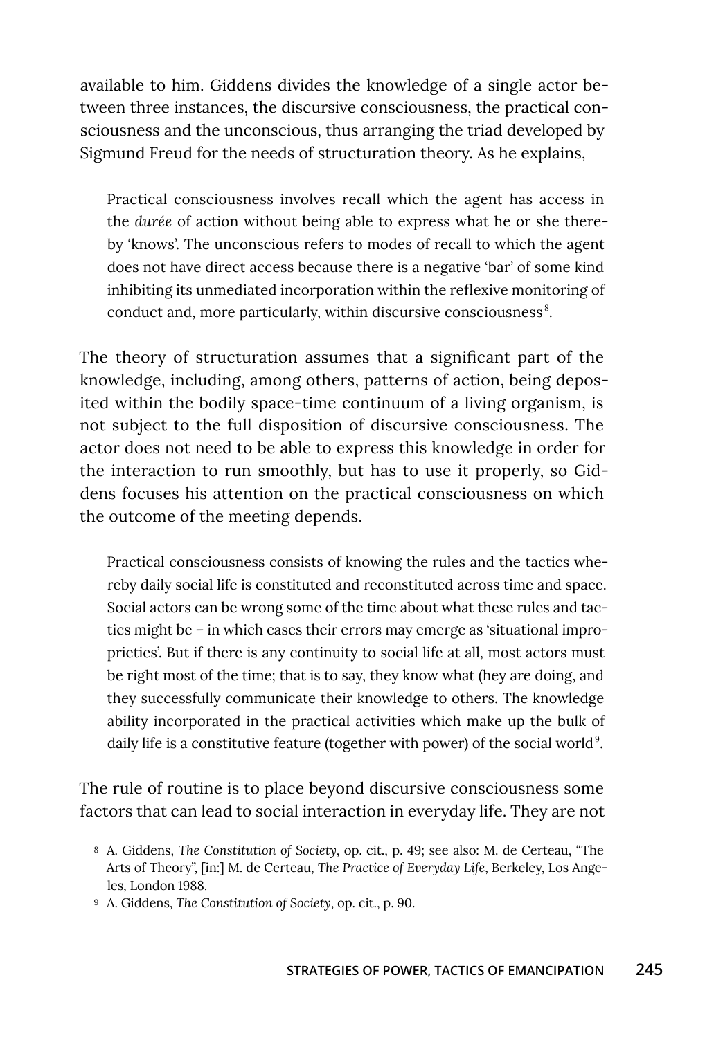available to him. Giddens divides the knowledge of a single actor between three instances, the discursive consciousness, the practical consciousness and the unconscious, thus arranging the triad developed by Sigmund Freud for the needs of structuration theory. As he explains,

> Practical consciousness involves recall which the agent has access in the *durée* of action without being able to express what he or she thereby 'knows'. The unconscious refers to modes of recall to which the agent does not have direct access because there is a negative 'bar' of some kind inhibiting its unmediated incorporation within the reflexive monitoring of conduct and, more particularly, within discursive consciousness[8].

The theory of structuration assumes that a significant part of the knowledge, including, among others, patterns of action, being deposited within the bodily space-time continuum of a living organism, is not subject to the full disposition of discursive consciousness. The actor does not need to be able to express this knowledge in order for the interaction to run smoothly, but has to use it properly, so Giddens focuses his attention on the practical consciousness on which the outcome of the meeting depends.

> Practical consciousness consists of knowing the rules and the tactics whereby daily social life is constituted and reconstituted across time and space. Social actors can be wrong some of the time about what these rules and tactics might be – in which cases their errors may emerge as 'situational improprieties'. But if there is any continuity to social life at all, most actors must be right most of the time; that is to say, they know what (hey are doing, and they successfully communicate their knowledge to others. The knowledge ability incorporated in the practical activities which make up the bulk of daily life is a constitutive feature (together with power) of the social world[9].

The rule of routine is to place beyond discursive consciousness some factors that can lead to social interaction in everyday life. They are not

8 A. Giddens, *The Constitution of Society*, op. cit., p. 49; see also: M. de Certeau, "The Arts of Theory", [in:] M. de Certeau, *The Practice of Everyday Life*, Berkeley, Los Angeles, London 1988.

9 A. Giddens, *The Constitution of Society*, op. cit., p. 90.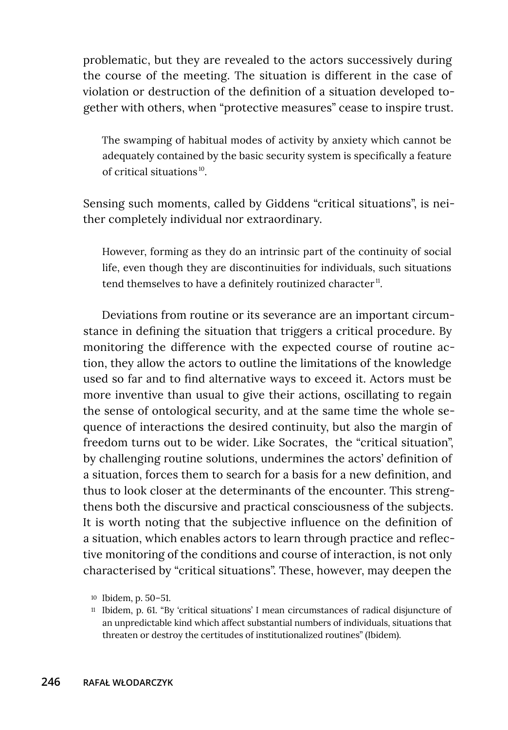problematic, but they are revealed to the actors successively during the course of the meeting. The situation is different in the case of violation or destruction of the definition of a situation developed together with others, when "protective measures" cease to inspire trust.

> The swamping of habitual modes of activity by anxiety which cannot be adequately contained by the basic security system is specifically a feature of critical situations[10].

Sensing such moments, called by Giddens "critical situations", is neither completely individual nor extraordinary.

> However, forming as they do an intrinsic part of the continuity of social life, even though they are discontinuities for individuals, such situations tend themselves to have a definitely routinized character[11].

Deviations from routine or its severance are an important circumstance in defining the situation that triggers a critical procedure. By monitoring the difference with the expected course of routine action, they allow the actors to outline the limitations of the knowledge used so far and to find alternative ways to exceed it. Actors must be more inventive than usual to give their actions, oscillating to regain the sense of ontological security, and at the same time the whole sequence of interactions the desired continuity, but also the margin of freedom turns out to be wider. Like Socrates, the "critical situation", by challenging routine solutions, undermines the actors' definition of a situation, forces them to search for a basis for a new definition, and thus to look closer at the determinants of the encounter. This strengthens both the discursive and practical consciousness of the subjects. It is worth noting that the subjective influence on the definition of a situation, which enables actors to learn through practice and reflective monitoring of the conditions and course of interaction, is not only characterised by "critical situations". These, however, may deepen the

[10] Ibidem, p. 50–51.

[11] Ibidem, p. 61. "By 'critical situations' I mean circumstances of radical disjuncture of an unpredictable kind which affect substantial numbers of individuals, situations that threaten or destroy the certitudes of institutionalized routines" (Ibidem).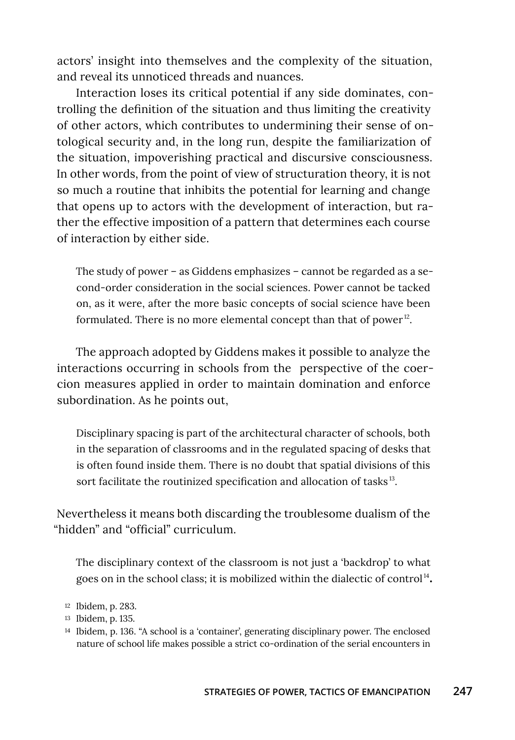actors' insight into themselves and the complexity of the situation, and reveal its unnoticed threads and nuances.

Interaction loses its critical potential if any side dominates, controlling the definition of the situation and thus limiting the creativity of other actors, which contributes to undermining their sense of ontological security and, in the long run, despite the familiarization of the situation, impoverishing practical and discursive consciousness. In other words, from the point of view of structuration theory, it is not so much a routine that inhibits the potential for learning and change that opens up to actors with the development of interaction, but rather the effective imposition of a pattern that determines each course of interaction by either side.

> The study of power – as Giddens emphasizes – cannot be regarded as a second-order consideration in the social sciences. Power cannot be tacked on, as it were, after the more basic concepts of social science have been formulated. There is no more elemental concept than that of power[12].

The approach adopted by Giddens makes it possible to analyze the interactions occurring in schools from the perspective of the coercion measures applied in order to maintain domination and enforce subordination. As he points out,

> Disciplinary spacing is part of the architectural character of schools, both in the separation of classrooms and in the regulated spacing of desks that is often found inside them. There is no doubt that spatial divisions of this sort facilitate the routinized specification and allocation of tasks[13].

Nevertheless it means both discarding the troublesome dualism of the "hidden" and "official" curriculum.

> The disciplinary context of the classroom is not just a 'backdrop' to what goes on in the school class; it is mobilized within the dialectic of control[14].

[12] Ibidem, p. 283.

[13] Ibidem, p. 135.

[14] Ibidem, p. 136. "A school is a 'container', generating disciplinary power. The enclosed nature of school life makes possible a strict co-ordination of the serial encounters in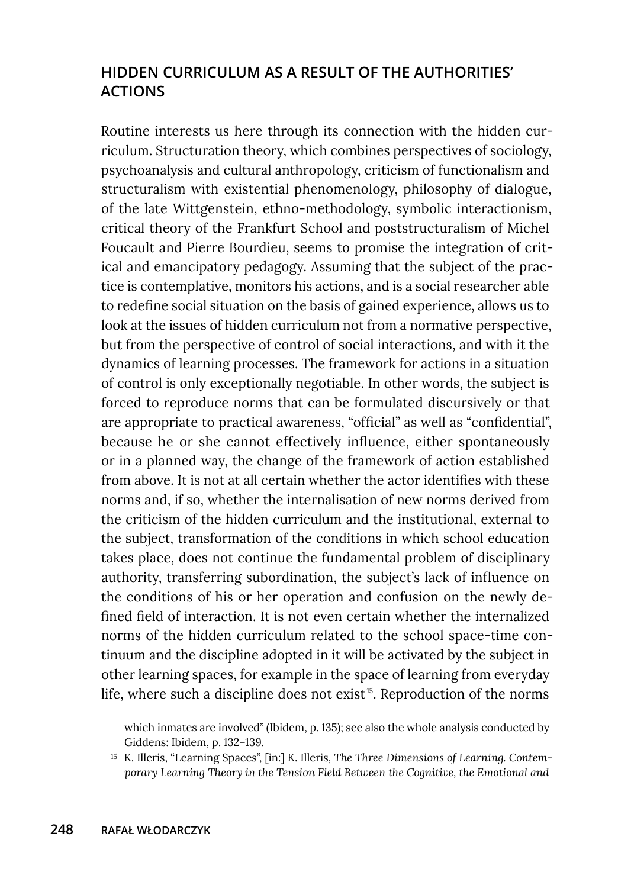## HIDDEN CURRICULUM AS A RESULT OF THE AUTHORITIES' ACTIONS

Routine interests us here through its connection with the hidden curriculum. Structuration theory, which combines perspectives of sociology, psychoanalysis and cultural anthropology, criticism of functionalism and structuralism with existential phenomenology, philosophy of dialogue, of the late Wittgenstein, ethno-methodology, symbolic interactionism, critical theory of the Frankfurt School and poststructuralism of Michel Foucault and Pierre Bourdieu, seems to promise the integration of critical and emancipatory pedagogy. Assuming that the subject of the practice is contemplative, monitors his actions, and is a social researcher able to redefine social situation on the basis of gained experience, allows us to look at the issues of hidden curriculum not from a normative perspective, but from the perspective of control of social interactions, and with it the dynamics of learning processes. The framework for actions in a situation of control is only exceptionally negotiable. In other words, the subject is forced to reproduce norms that can be formulated discursively or that are appropriate to practical awareness, "official" as well as "confidential", because he or she cannot effectively influence, either spontaneously or in a planned way, the change of the framework of action established from above. It is not at all certain whether the actor identifies with these norms and, if so, whether the internalisation of new norms derived from the criticism of the hidden curriculum and the institutional, external to the subject, transformation of the conditions in which school education takes place, does not continue the fundamental problem of disciplinary authority, transferring subordination, the subject's lack of influence on the conditions of his or her operation and confusion on the newly defined field of interaction. It is not even certain whether the internalized norms of the hidden curriculum related to the school space-time continuum and the discipline adopted in it will be activated by the subject in other learning spaces, for example in the space of learning from everyday life, where such a discipline does not exist[15]. Reproduction of the norms

which inmates are involved" (Ibidem, p. 135); see also the whole analysis conducted by Giddens: Ibidem, p. 132–139.

[15] K. Illeris, "Learning Spaces", [in:] K. Illeris, *The Three Dimensions of Learning. Contemporary Learning Theory in the Tension Field Between the Cognitive, the Emotional and*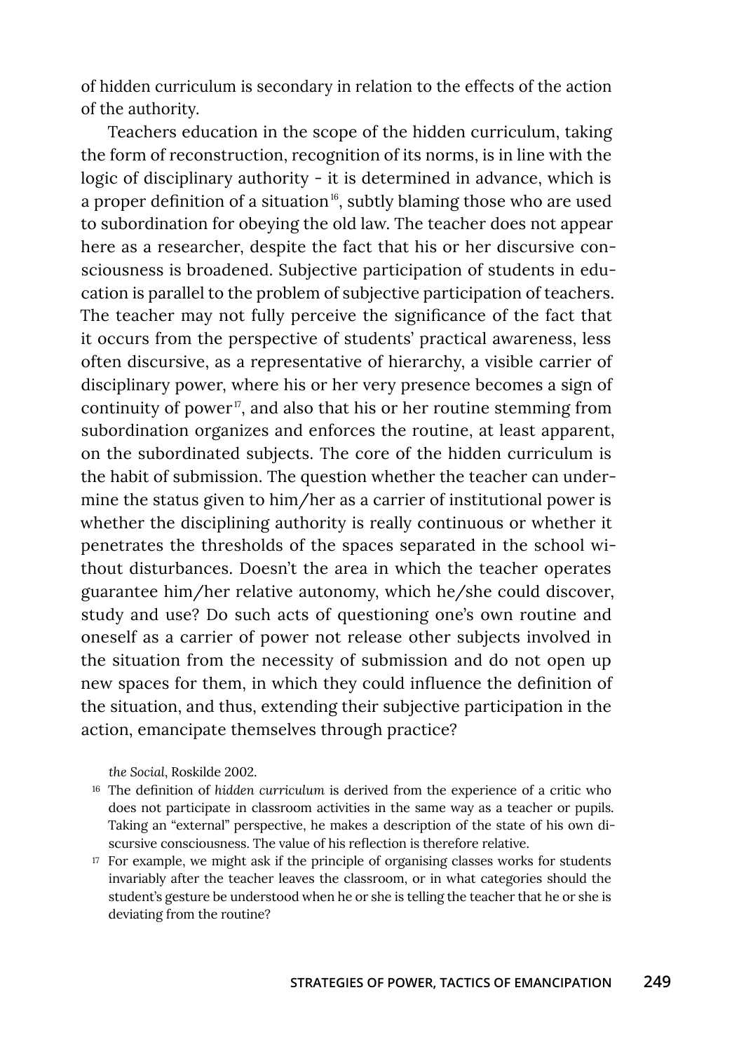of hidden curriculum is secondary in relation to the effects of the action of the authority.

Teachers education in the scope of the hidden curriculum, taking the form of reconstruction, recognition of its norms, is in line with the logic of disciplinary authority - it is determined in advance, which is a proper definition of a situation[16], subtly blaming those who are used to subordination for obeying the old law. The teacher does not appear here as a researcher, despite the fact that his or her discursive consciousness is broadened. Subjective participation of students in education is parallel to the problem of subjective participation of teachers. The teacher may not fully perceive the significance of the fact that it occurs from the perspective of students' practical awareness, less often discursive, as a representative of hierarchy, a visible carrier of disciplinary power, where his or her very presence becomes a sign of continuity of power[17], and also that his or her routine stemming from subordination organizes and enforces the routine, at least apparent, on the subordinated subjects. The core of the hidden curriculum is the habit of submission. The question whether the teacher can undermine the status given to him/her as a carrier of institutional power is whether the disciplining authority is really continuous or whether it penetrates the thresholds of the spaces separated in the school without disturbances. Doesn't the area in which the teacher operates guarantee him/her relative autonomy, which he/she could discover, study and use? Do such acts of questioning one's own routine and oneself as a carrier of power not release other subjects involved in the situation from the necessity of submission and do not open up new spaces for them, in which they could influence the definition of the situation, and thus, extending their subjective participation in the action, emancipate themselves through practice?

*the Social*, Roskilde 2002.

[16] The definition of *hidden curriculum* is derived from the experience of a critic who does not participate in classroom activities in the same way as a teacher or pupils. Taking an "external" perspective, he makes a description of the state of his own discursive consciousness. The value of his reflection is therefore relative.

[17] For example, we might ask if the principle of organising classes works for students invariably after the teacher leaves the classroom, or in what categories should the student's gesture be understood when he or she is telling the teacher that he or she is deviating from the routine?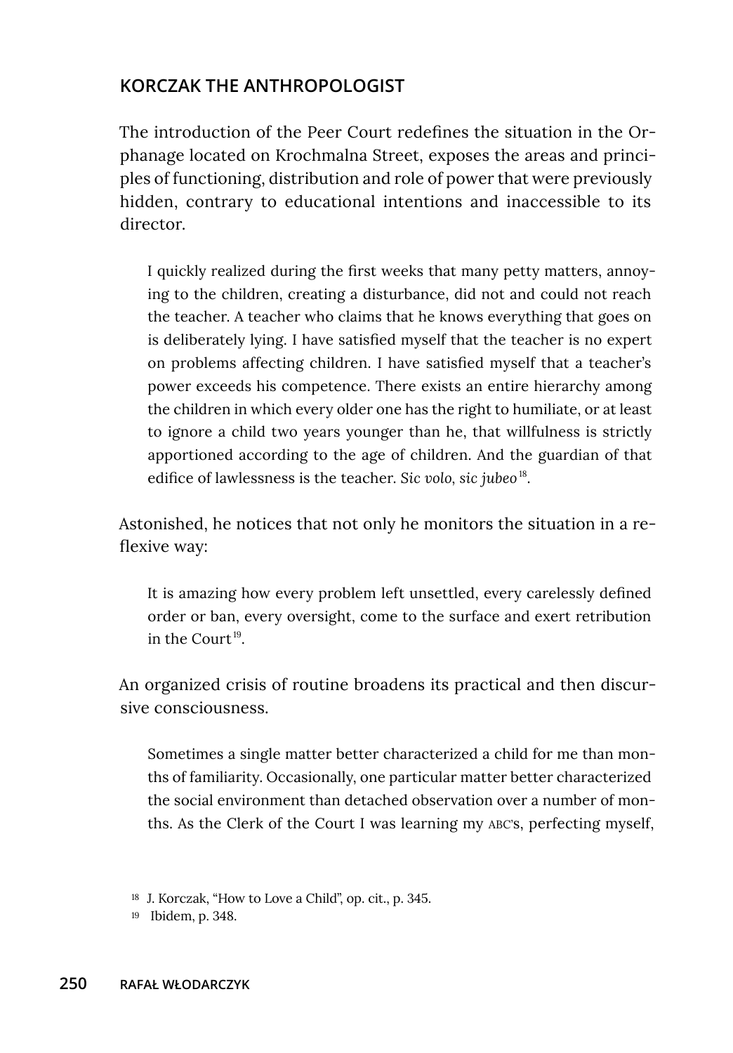## KORCZAK THE ANTHROPOLOGIST

The introduction of the Peer Court redefines the situation in the Orphanage located on Krochmalna Street, exposes the areas and principles of functioning, distribution and role of power that were previously hidden, contrary to educational intentions and inaccessible to its director.

> I quickly realized during the first weeks that many petty matters, annoying to the children, creating a disturbance, did not and could not reach the teacher. A teacher who claims that he knows everything that goes on is deliberately lying. I have satisfied myself that the teacher is no expert on problems affecting children. I have satisfied myself that a teacher's power exceeds his competence. There exists an entire hierarchy among the children in which every older one has the right to humiliate, or at least to ignore a child two years younger than he, that willfulness is strictly apportioned according to the age of children. And the guardian of that edifice of lawlessness is the teacher. *Sic volo, sic jubeo*[18].

Astonished, he notices that not only he monitors the situation in a reflexive way:

> It is amazing how every problem left unsettled, every carelessly defined order or ban, every oversight, come to the surface and exert retribution in the Court[19].

An organized crisis of routine broadens its practical and then discursive consciousness.

> Sometimes a single matter better characterized a child for me than months of familiarity. Occasionally, one particular matter better characterized the social environment than detached observation over a number of months. As the Clerk of the Court I was learning my ABC's, perfecting myself,

[18] J. Korczak, "How to Love a Child", op. cit., p. 345.

[19] Ibidem, p. 348.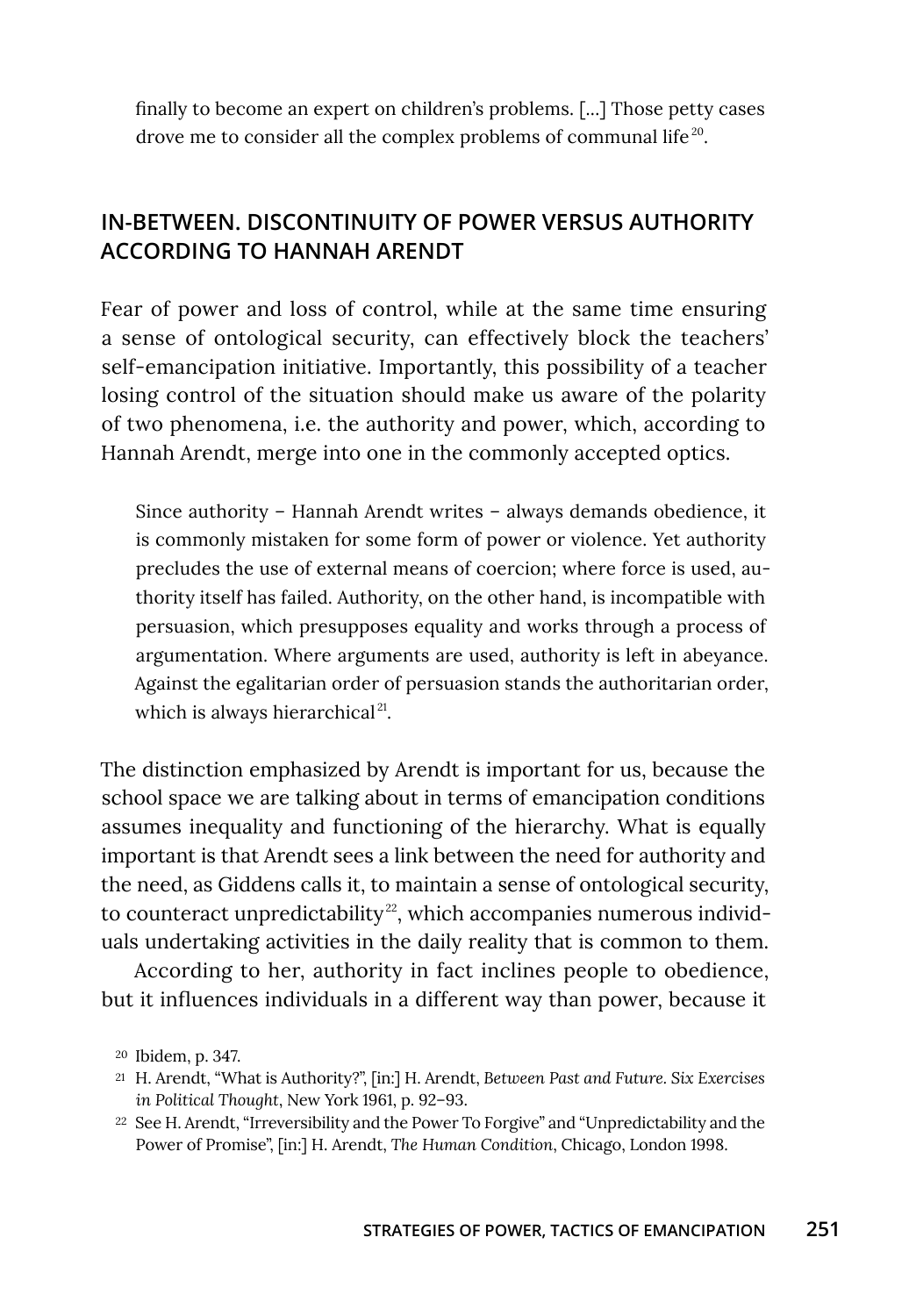> finally to become an expert on children's problems. [...] Those petty cases drove me to consider all the complex problems of communal life[20].

## IN-BETWEEN. DISCONTINUITY OF POWER VERSUS AUTHORITY ACCORDING TO HANNAH ARENDT

Fear of power and loss of control, while at the same time ensuring a sense of ontological security, can effectively block the teachers' self-emancipation initiative. Importantly, this possibility of a teacher losing control of the situation should make us aware of the polarity of two phenomena, i.e. the authority and power, which, according to Hannah Arendt, merge into one in the commonly accepted optics.

> Since authority – Hannah Arendt writes – always demands obedience, it is commonly mistaken for some form of power or violence. Yet authority precludes the use of external means of coercion; where force is used, authority itself has failed. Authority, on the other hand, is incompatible with persuasion, which presupposes equality and works through a process of argumentation. Where arguments are used, authority is left in abeyance. Against the egalitarian order of persuasion stands the authoritarian order, which is always hierarchical[21].

The distinction emphasized by Arendt is important for us, because the school space we are talking about in terms of emancipation conditions assumes inequality and functioning of the hierarchy. What is equally important is that Arendt sees a link between the need for authority and the need, as Giddens calls it, to maintain a sense of ontological security, to counteract unpredictability[22], which accompanies numerous individuals undertaking activities in the daily reality that is common to them.

According to her, authority in fact inclines people to obedience, but it influences individuals in a different way than power, because it

---

[20] Ibidem, p. 347.

[21] H. Arendt, "What is Authority?", [in:] H. Arendt, *Between Past and Future. Six Exercises in Political Thought*, New York 1961, p. 92–93.

[22] See H. Arendt, "Irreversibility and the Power To Forgive" and "Unpredictability and the Power of Promise", [in:] H. Arendt, *The Human Condition*, Chicago, London 1998.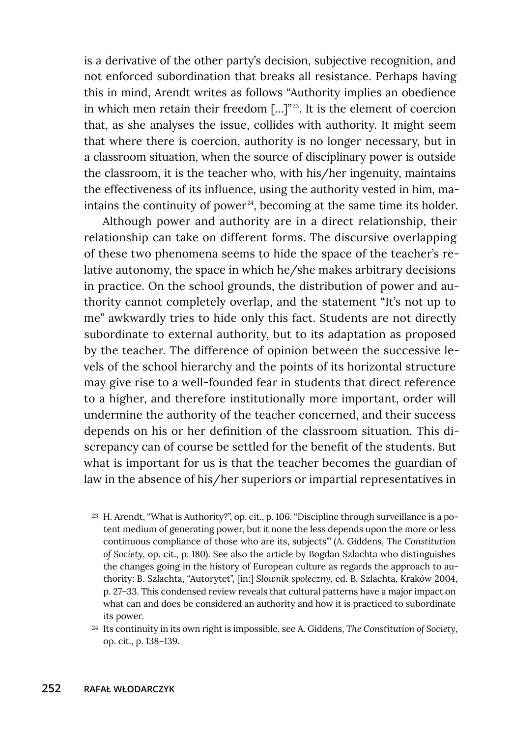is a derivative of the other party's decision, subjective recognition, and not enforced subordination that breaks all resistance. Perhaps having this in mind, Arendt writes as follows "Authority implies an obedience in which men retain their freedom […]"[23]. It is the element of coercion that, as she analyses the issue, collides with authority. It might seem that where there is coercion, authority is no longer necessary, but in a classroom situation, when the source of disciplinary power is outside the classroom, it is the teacher who, with his/her ingenuity, maintains the effectiveness of its influence, using the authority vested in him, maintains the continuity of power[24], becoming at the same time its holder.

Although power and authority are in a direct relationship, their relationship can take on different forms. The discursive overlapping of these two phenomena seems to hide the space of the teacher's relative autonomy, the space in which he/she makes arbitrary decisions in practice. On the school grounds, the distribution of power and authority cannot completely overlap, and the statement "It's not up to me" awkwardly tries to hide only this fact. Students are not directly subordinate to external authority, but to its adaptation as proposed by the teacher. The difference of opinion between the successive levels of the school hierarchy and the points of its horizontal structure may give rise to a well-founded fear in students that direct reference to a higher, and therefore institutionally more important, order will undermine the authority of the teacher concerned, and their success depends on his or her definition of the classroom situation. This discrepancy can of course be settled for the benefit of the students. But what is important for us is that the teacher becomes the guardian of law in the absence of his/her superiors or impartial representatives in

[23] H. Arendt, "What is Authority?", op. cit., p. 106. "Discipline through surveillance is a potent medium of generating power, but it none the less depends upon the more or less continuous compliance of those who are its, subjects'" (A. Giddens, *The Constitution of Society*, op. cit., p. 180). See also the article by Bogdan Szlachta who distinguishes the changes going in the history of European culture as regards the approach to authority: B. Szlachta, "Autorytet", [in:] *Słownik społeczny*, ed. B. Szlachta, Kraków 2004, p. 27–33. This condensed review reveals that cultural patterns have a major impact on what can and does be considered an authority and how it is practiced to subordinate its power.

[24] Its continuity in its own right is impossible, see A. Giddens, *The Constitution of Society*, op. cit., p. 138–139.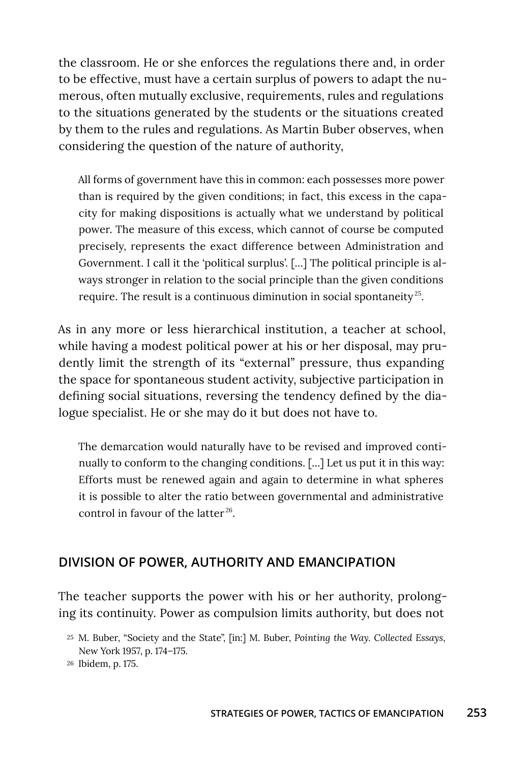the classroom. He or she enforces the regulations there and, in order to be effective, must have a certain surplus of powers to adapt the numerous, often mutually exclusive, requirements, rules and regulations to the situations generated by the students or the situations created by them to the rules and regulations. As Martin Buber observes, when considering the question of the nature of authority,

> All forms of government have this in common: each possesses more power than is required by the given conditions; in fact, this excess in the capacity for making dispositions is actually what we understand by political power. The measure of this excess, which cannot of course be computed precisely, represents the exact difference between Administration and Government. I call it the 'political surplus'. [...] The political principle is always stronger in relation to the social principle than the given conditions require. The result is a continuous diminution in social spontaneity[25].

As in any more or less hierarchical institution, a teacher at school, while having a modest political power at his or her disposal, may prudently limit the strength of its "external" pressure, thus expanding the space for spontaneous student activity, subjective participation in defining social situations, reversing the tendency defined by the dialogue specialist. He or she may do it but does not have to.

> The demarcation would naturally have to be revised and improved continually to conform to the changing conditions. [...] Let us put it in this way: Efforts must be renewed again and again to determine in what spheres it is possible to alter the ratio between governmental and administrative control in favour of the latter[26].

## DIVISION OF POWER, AUTHORITY AND EMANCIPATION

The teacher supports the power with his or her authority, prolonging its continuity. Power as compulsion limits authority, but does not

[25] M. Buber, "Society and the State", [in:] M. Buber, *Pointing the Way. Collected Essays*, New York 1957, p. 174–175.

[26] Ibidem, p. 175.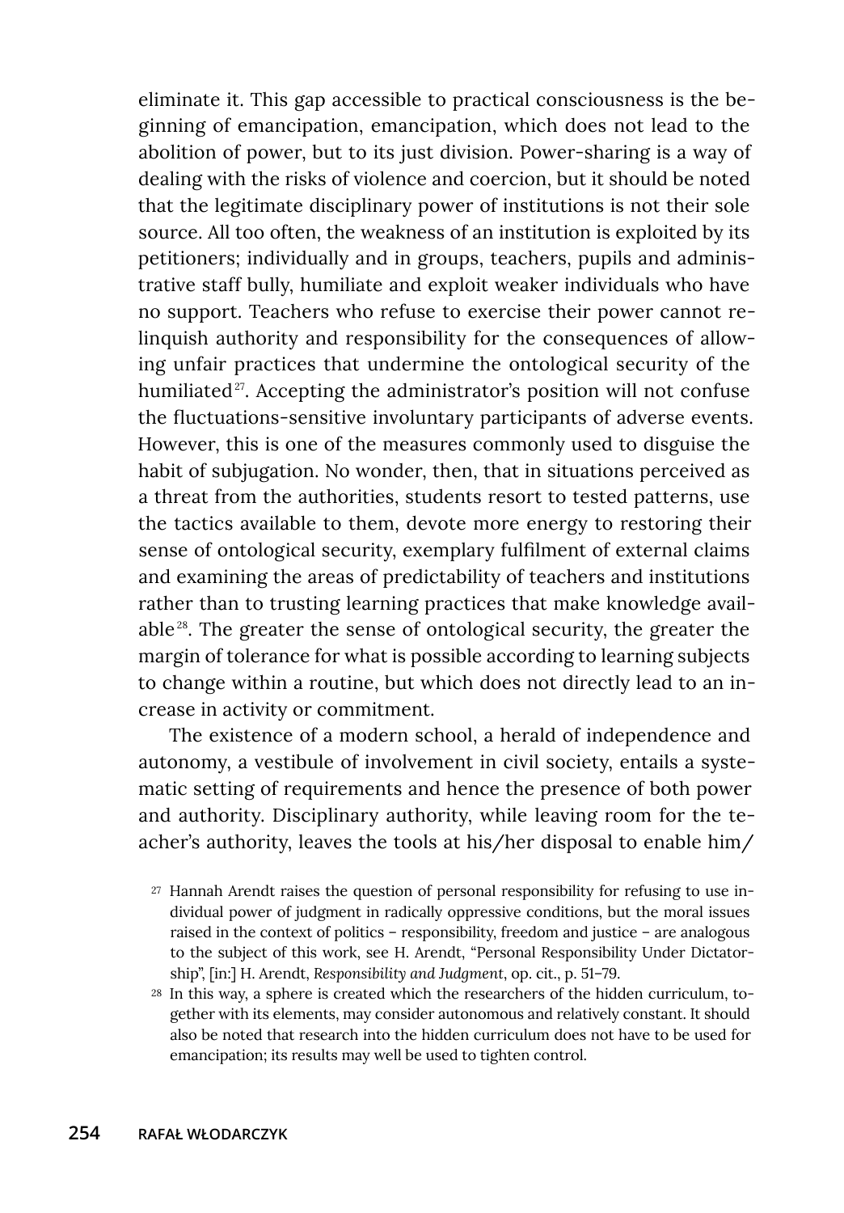eliminate it. This gap accessible to practical consciousness is the beginning of emancipation, emancipation, which does not lead to the abolition of power, but to its just division. Power-sharing is a way of dealing with the risks of violence and coercion, but it should be noted that the legitimate disciplinary power of institutions is not their sole source. All too often, the weakness of an institution is exploited by its petitioners; individually and in groups, teachers, pupils and administrative staff bully, humiliate and exploit weaker individuals who have no support. Teachers who refuse to exercise their power cannot relinquish authority and responsibility for the consequences of allowing unfair practices that undermine the ontological security of the humiliated[27]. Accepting the administrator's position will not confuse the fluctuations-sensitive involuntary participants of adverse events. However, this is one of the measures commonly used to disguise the habit of subjugation. No wonder, then, that in situations perceived as a threat from the authorities, students resort to tested patterns, use the tactics available to them, devote more energy to restoring their sense of ontological security, exemplary fulfilment of external claims and examining the areas of predictability of teachers and institutions rather than to trusting learning practices that make knowledge available[28]. The greater the sense of ontological security, the greater the margin of tolerance for what is possible according to learning subjects to change within a routine, but which does not directly lead to an increase in activity or commitment.

The existence of a modern school, a herald of independence and autonomy, a vestibule of involvement in civil society, entails a systematic setting of requirements and hence the presence of both power and authority. Disciplinary authority, while leaving room for the teacher's authority, leaves the tools at his/her disposal to enable him/

[27] Hannah Arendt raises the question of personal responsibility for refusing to use individual power of judgment in radically oppressive conditions, but the moral issues raised in the context of politics – responsibility, freedom and justice – are analogous to the subject of this work, see H. Arendt, "Personal Responsibility Under Dictatorship", [in:] H. Arendt, *Responsibility and Judgment*, op. cit., p. 51–79.

[28] In this way, a sphere is created which the researchers of the hidden curriculum, together with its elements, may consider autonomous and relatively constant. It should also be noted that research into the hidden curriculum does not have to be used for emancipation; its results may well be used to tighten control.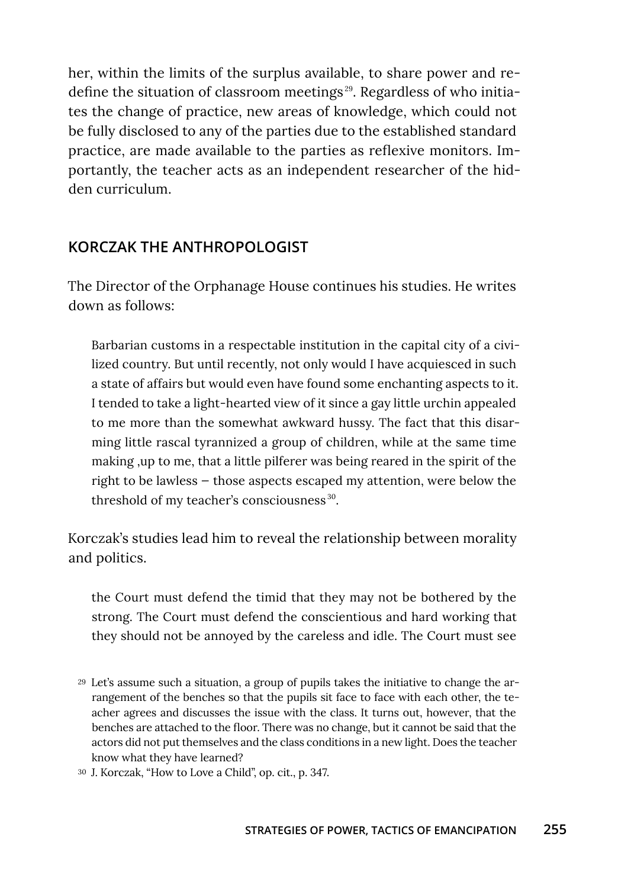her, within the limits of the surplus available, to share power and redefine the situation of classroom meetings[29]. Regardless of who initiates the change of practice, new areas of knowledge, which could not be fully disclosed to any of the parties due to the established standard practice, are made available to the parties as reflexive monitors. Importantly, the teacher acts as an independent researcher of the hidden curriculum.

## KORCZAK THE ANTHROPOLOGIST

The Director of the Orphanage House continues his studies. He writes down as follows:

> Barbarian customs in a respectable institution in the capital city of a civilized country. But until recently, not only would I have acquiesced in such a state of affairs but would even have found some enchanting aspects to it. I tended to take a light-hearted view of it since a gay little urchin appealed to me more than the somewhat awkward hussy. The fact that this disarming little rascal tyrannized a group of children, while at the same time making ,up to me, that a little pilferer was being reared in the spirit of the right to be lawless – those aspects escaped my attention, were below the threshold of my teacher's consciousness[30].

Korczak's studies lead him to reveal the relationship between morality and politics.

> the Court must defend the timid that they may not be bothered by the strong. The Court must defend the conscientious and hard working that they should not be annoyed by the careless and idle. The Court must see

[29] Let's assume such a situation, a group of pupils takes the initiative to change the arrangement of the benches so that the pupils sit face to face with each other, the teacher agrees and discusses the issue with the class. It turns out, however, that the benches are attached to the floor. There was no change, but it cannot be said that the actors did not put themselves and the class conditions in a new light. Does the teacher know what they have learned?

[30] J. Korczak, "How to Love a Child", op. cit., p. 347.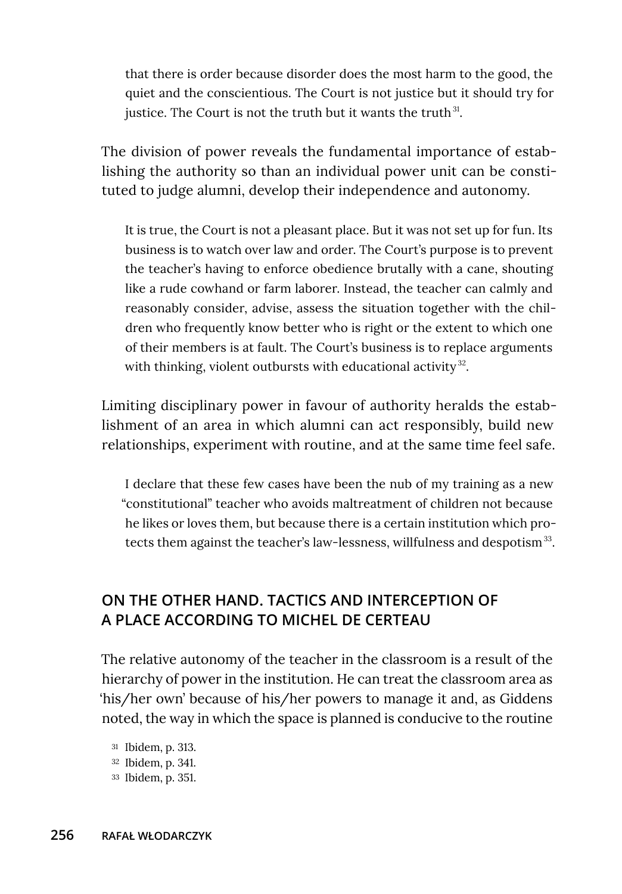> that there is order because disorder does the most harm to the good, the quiet and the conscientious. The Court is not justice but it should try for justice. The Court is not the truth but it wants the truth[31].

The division of power reveals the fundamental importance of establishing the authority so than an individual power unit can be constituted to judge alumni, develop their independence and autonomy.

> It is true, the Court is not a pleasant place. But it was not set up for fun. Its business is to watch over law and order. The Court's purpose is to prevent the teacher's having to enforce obedience brutally with a cane, shouting like a rude cowhand or farm laborer. Instead, the teacher can calmly and reasonably consider, advise, assess the situation together with the children who frequently know better who is right or the extent to which one of their members is at fault. The Court's business is to replace arguments with thinking, violent outbursts with educational activity[32].

Limiting disciplinary power in favour of authority heralds the establishment of an area in which alumni can act responsibly, build new relationships, experiment with routine, and at the same time feel safe.

> I declare that these few cases have been the nub of my training as a new "constitutional" teacher who avoids maltreatment of children not because he likes or loves them, but because there is a certain institution which protects them against the teacher's law-lessness, willfulness and despotism[33].

## ON THE OTHER HAND. TACTICS AND INTERCEPTION OF A PLACE ACCORDING TO MICHEL DE CERTEAU

The relative autonomy of the teacher in the classroom is a result of the hierarchy of power in the institution. He can treat the classroom area as 'his/her own' because of his/her powers to manage it and, as Giddens noted, the way in which the space is planned is conducive to the routine

[31] Ibidem, p. 313.

[32] Ibidem, p. 341.

[33] Ibidem, p. 351.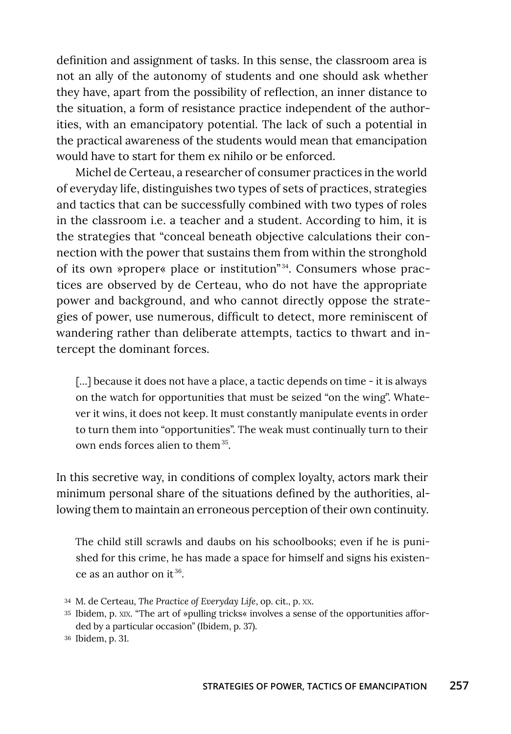definition and assignment of tasks. In this sense, the classroom area is not an ally of the autonomy of students and one should ask whether they have, apart from the possibility of reflection, an inner distance to the situation, a form of resistance practice independent of the authorities, with an emancipatory potential. The lack of such a potential in the practical awareness of the students would mean that emancipation would have to start for them ex nihilo or be enforced.

Michel de Certeau, a researcher of consumer practices in the world of everyday life, distinguishes two types of sets of practices, strategies and tactics that can be successfully combined with two types of roles in the classroom i.e. a teacher and a student. According to him, it is the strategies that "conceal beneath objective calculations their connection with the power that sustains them from within the stronghold of its own »proper« place or institution"[34]. Consumers whose practices are observed by de Certeau, who do not have the appropriate power and background, and who cannot directly oppose the strategies of power, use numerous, difficult to detect, more reminiscent of wandering rather than deliberate attempts, tactics to thwart and intercept the dominant forces.

> [...] because it does not have a place, a tactic depends on time - it is always on the watch for opportunities that must be seized "on the wing". Whatever it wins, it does not keep. It must constantly manipulate events in order to turn them into "opportunities". The weak must continually turn to their own ends forces alien to them[35].

In this secretive way, in conditions of complex loyalty, actors mark their minimum personal share of the situations defined by the authorities, allowing them to maintain an erroneous perception of their own continuity.

> The child still scrawls and daubs on his schoolbooks; even if he is punished for this crime, he has made a space for himself and signs his existence as an author on it[36].

[34] M. de Certeau, *The Practice of Everyday Life*, op. cit., p. XX.

[35] Ibidem, p. XIX. "The art of »pulling tricks« involves a sense of the opportunities afforded by a particular occasion" (Ibidem, p. 37).

[36] Ibidem, p. 31.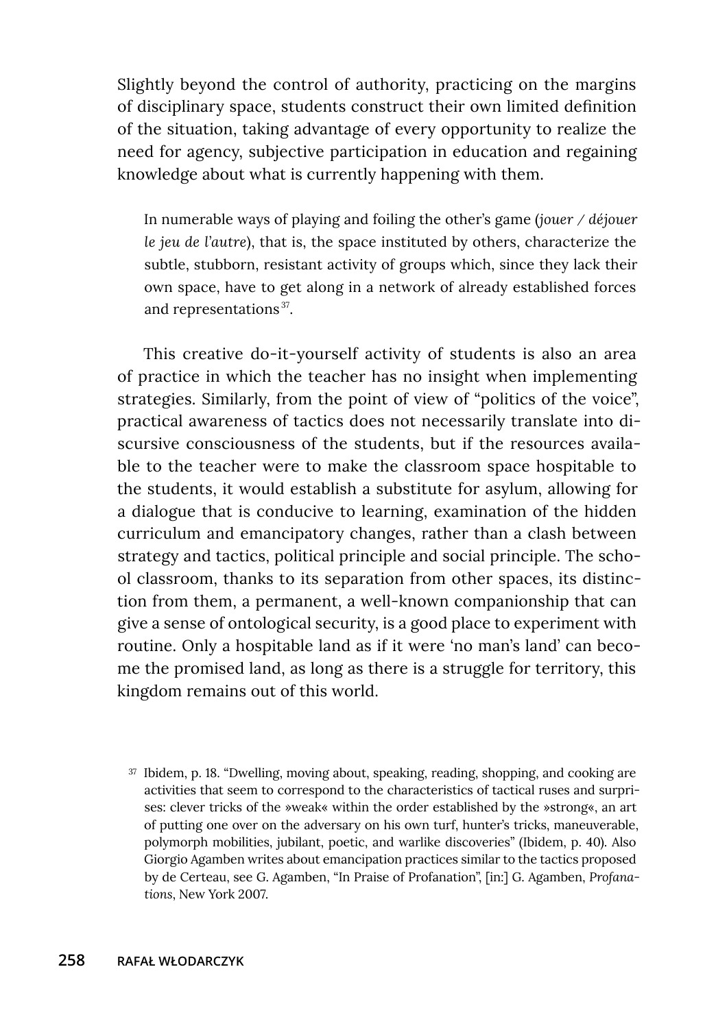Slightly beyond the control of authority, practicing on the margins of disciplinary space, students construct their own limited definition of the situation, taking advantage of every opportunity to realize the need for agency, subjective participation in education and regaining knowledge about what is currently happening with them.

> In numerable ways of playing and foiling the other's game (*jouer / déjouer le jeu de l'autre*), that is, the space instituted by others, characterize the subtle, stubborn, resistant activity of groups which, since they lack their own space, have to get along in a network of already established forces and representations[37].

This creative do-it-yourself activity of students is also an area of practice in which the teacher has no insight when implementing strategies. Similarly, from the point of view of "politics of the voice", practical awareness of tactics does not necessarily translate into discursive consciousness of the students, but if the resources available to the teacher were to make the classroom space hospitable to the students, it would establish a substitute for asylum, allowing for a dialogue that is conducive to learning, examination of the hidden curriculum and emancipatory changes, rather than a clash between strategy and tactics, political principle and social principle. The school classroom, thanks to its separation from other spaces, its distinction from them, a permanent, a well-known companionship that can give a sense of ontological security, is a good place to experiment with routine. Only a hospitable land as if it were 'no man's land' can become the promised land, as long as there is a struggle for territory, this kingdom remains out of this world.

[37] Ibidem, p. 18. "Dwelling, moving about, speaking, reading, shopping, and cooking are activities that seem to correspond to the characteristics of tactical ruses and surprises: clever tricks of the »weak« within the order established by the »strong«, an art of putting one over on the adversary on his own turf, hunter's tricks, maneuverable, polymorph mobilities, jubilant, poetic, and warlike discoveries" (Ibidem, p. 40). Also Giorgio Agamben writes about emancipation practices similar to the tactics proposed by de Certeau, see G. Agamben, "In Praise of Profanation", [in:] G. Agamben, *Profanations*, New York 2007.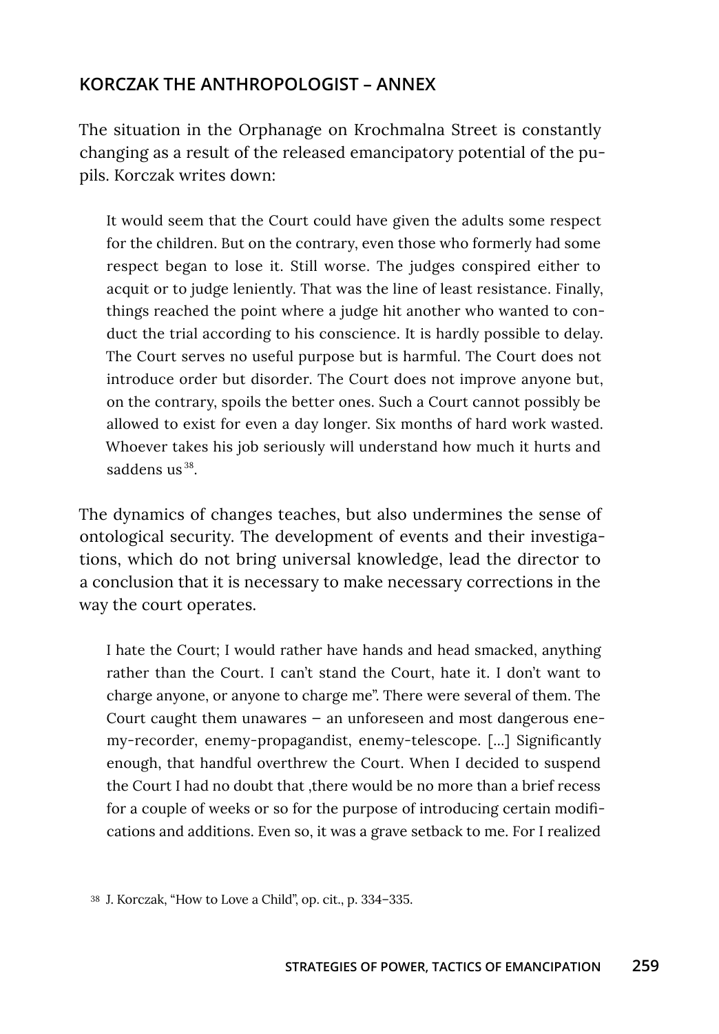## KORCZAK THE ANTHROPOLOGIST – ANNEX

The situation in the Orphanage on Krochmalna Street is constantly changing as a result of the released emancipatory potential of the pupils. Korczak writes down:

> It would seem that the Court could have given the adults some respect for the children. But on the contrary, even those who formerly had some respect began to lose it. Still worse. The judges conspired either to acquit or to judge leniently. That was the line of least resistance. Finally, things reached the point where a judge hit another who wanted to conduct the trial according to his conscience. It is hardly possible to delay. The Court serves no useful purpose but is harmful. The Court does not introduce order but disorder. The Court does not improve anyone but, on the contrary, spoils the better ones. Such a Court cannot possibly be allowed to exist for even a day longer. Six months of hard work wasted. Whoever takes his job seriously will understand how much it hurts and saddens us[38].

The dynamics of changes teaches, but also undermines the sense of ontological security. The development of events and their investigations, which do not bring universal knowledge, lead the director to a conclusion that it is necessary to make necessary corrections in the way the court operates.

> I hate the Court; I would rather have hands and head smacked, anything rather than the Court. I can't stand the Court, hate it. I don't want to charge anyone, or anyone to charge me". There were several of them. The Court caught them unawares – an unforeseen and most dangerous enemy-recorder, enemy-propagandist, enemy-telescope. [...] Significantly enough, that handful overthrew the Court. When I decided to suspend the Court I had no doubt that ,there would be no more than a brief recess for a couple of weeks or so for the purpose of introducing certain modifications and additions. Even so, it was a grave setback to me. For I realized

[38] J. Korczak, "How to Love a Child", op. cit., p. 334–335.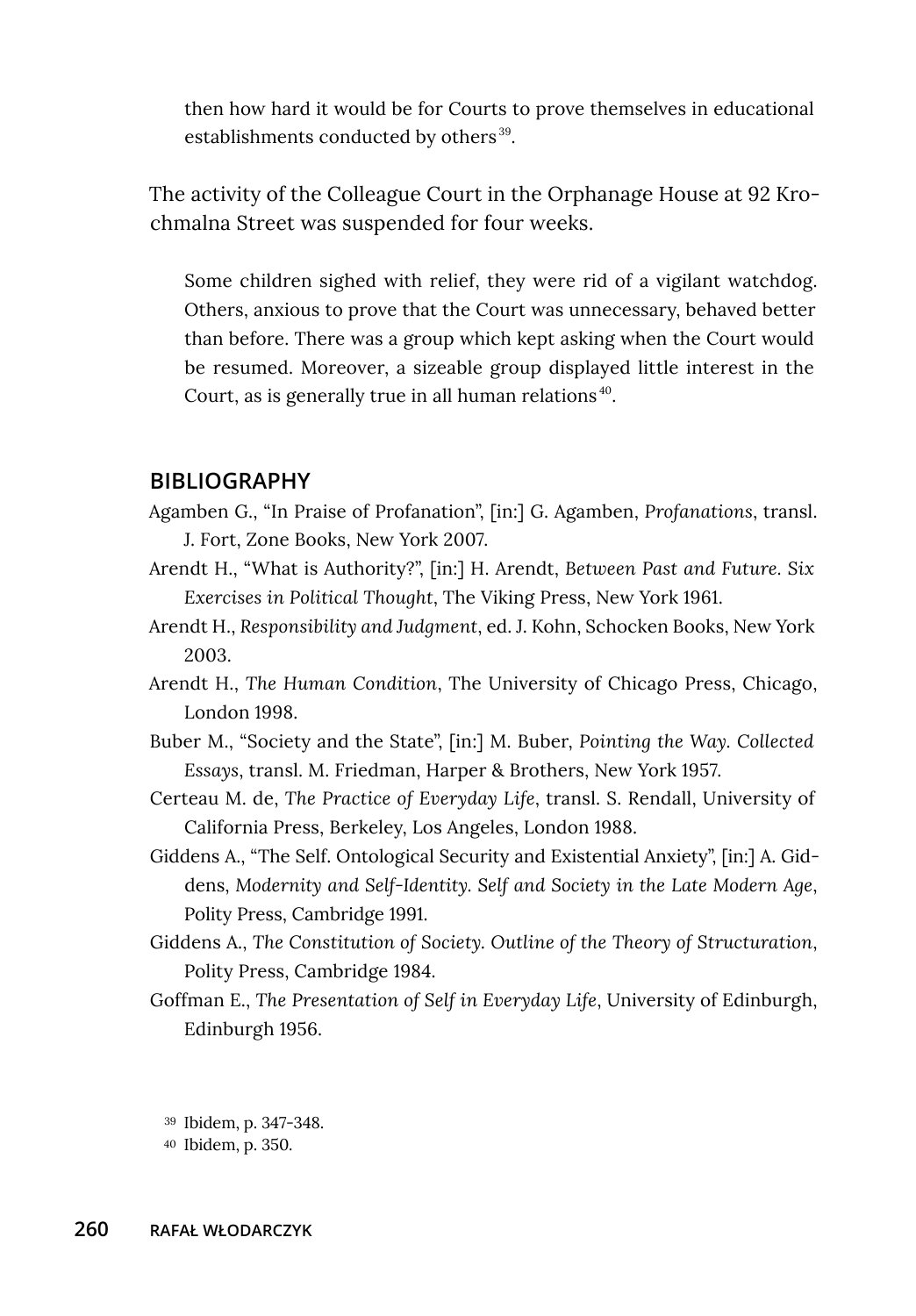> then how hard it would be for Courts to prove themselves in educational establishments conducted by others[39].

The activity of the Colleague Court in the Orphanage House at 92 Krochmalna Street was suspended for four weeks.

> Some children sighed with relief, they were rid of a vigilant watchdog. Others, anxious to prove that the Court was unnecessary, behaved better than before. There was a group which kept asking when the Court would be resumed. Moreover, a sizeable group displayed little interest in the Court, as is generally true in all human relations[40].

## BIBLIOGRAPHY

Agamben G., "In Praise of Profanation", [in:] G. Agamben, *Profanations*, transl. J. Fort, Zone Books, New York 2007.

Arendt H., "What is Authority?", [in:] H. Arendt, *Between Past and Future. Six Exercises in Political Thought*, The Viking Press, New York 1961.

Arendt H., *Responsibility and Judgment*, ed. J. Kohn, Schocken Books, New York 2003.

Arendt H., *The Human Condition*, The University of Chicago Press, Chicago, London 1998.

Buber M., "Society and the State", [in:] M. Buber, *Pointing the Way. Collected Essays*, transl. M. Friedman, Harper & Brothers, New York 1957.

Certeau M. de, *The Practice of Everyday Life*, transl. S. Rendall, University of California Press, Berkeley, Los Angeles, London 1988.

Giddens A., "The Self. Ontological Security and Existential Anxiety", [in:] A. Giddens, *Modernity and Self-Identity. Self and Society in the Late Modern Age*, Polity Press, Cambridge 1991.

Giddens A., *The Constitution of Society. Outline of the Theory of Structuration*, Polity Press, Cambridge 1984.

Goffman E., *The Presentation of Self in Everyday Life*, University of Edinburgh, Edinburgh 1956.

---

[39] Ibidem, p. 347-348.

[40] Ibidem, p. 350.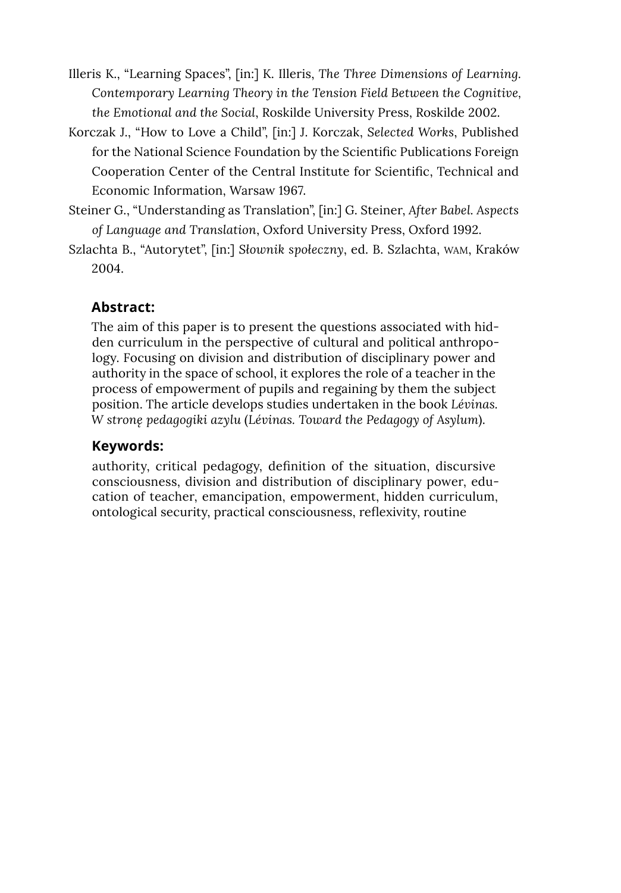Illeris K., "Learning Spaces", [in:] K. Illeris, *The Three Dimensions of Learning. Contemporary Learning Theory in the Tension Field Between the Cognitive, the Emotional and the Social*, Roskilde University Press, Roskilde 2002.

Korczak J., "How to Love a Child", [in:] J. Korczak, *Selected Works*, Published for the National Science Foundation by the Scientific Publications Foreign Cooperation Center of the Central Institute for Scientific, Technical and Economic Information, Warsaw 1967.

Steiner G., "Understanding as Translation", [in:] G. Steiner, *After Babel. Aspects of Language and Translation*, Oxford University Press, Oxford 1992.

Szlachta B., "Autorytet", [in:] *Słownik społeczny*, ed. B. Szlachta, WAM, Kraków 2004.

**Abstract:**

The aim of this paper is to present the questions associated with hidden curriculum in the perspective of cultural and political anthropology. Focusing on division and distribution of disciplinary power and authority in the space of school, it explores the role of a teacher in the process of empowerment of pupils and regaining by them the subject position. The article develops studies undertaken in the book *Lévinas. W stronę pedagogiki azylu* (*Lévinas. Toward the Pedagogy of Asylum*).

**Keywords:**

authority, critical pedagogy, definition of the situation, discursive consciousness, division and distribution of disciplinary power, education of teacher, emancipation, empowerment, hidden curriculum, ontological security, practical consciousness, reflexivity, routine